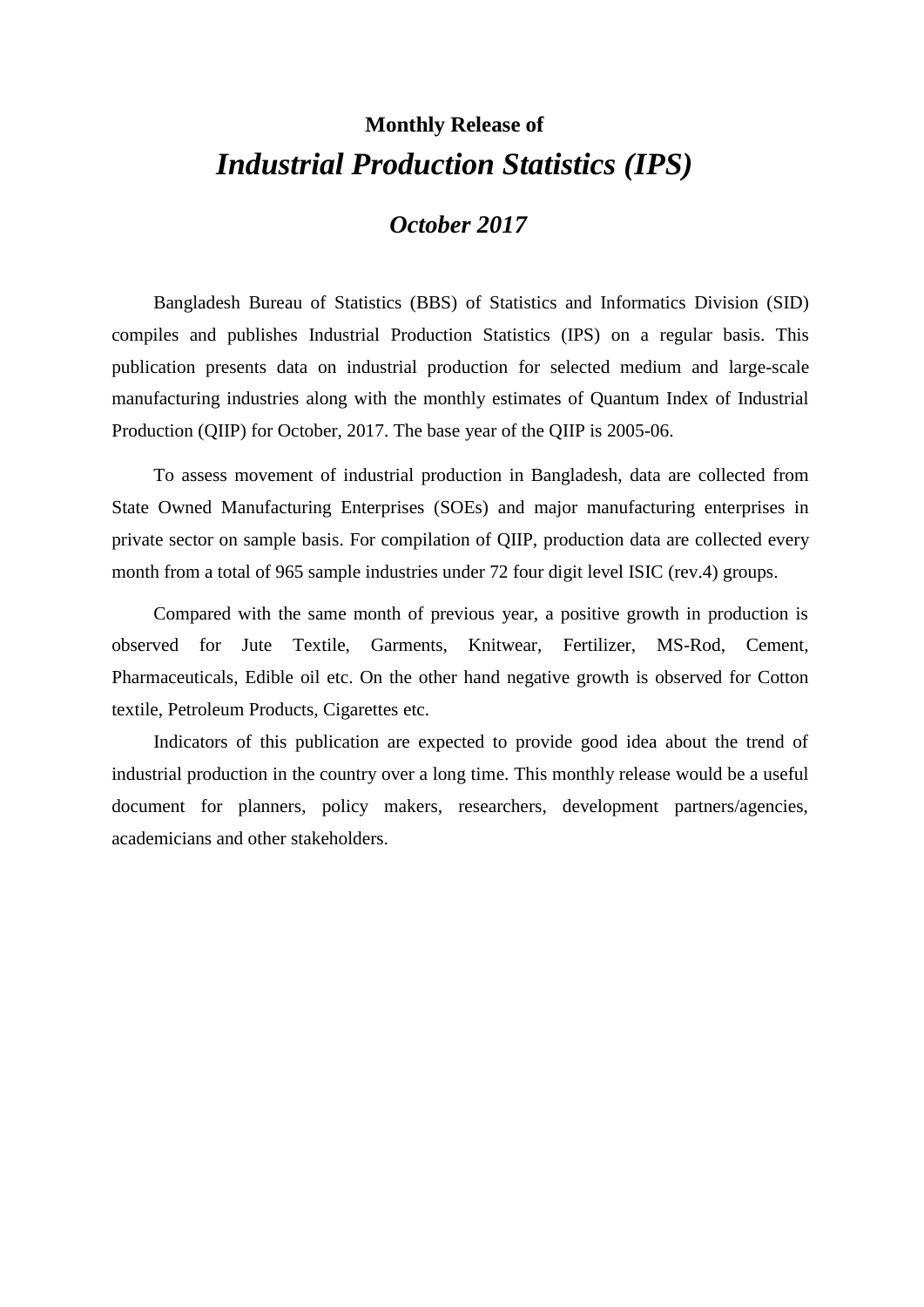**Monthly Release of**

# *Industrial Production Statistics (IPS)*

## *October 2017*

Bangladesh Bureau of Statistics (BBS) of Statistics and Informatics Division (SID) compiles and publishes Industrial Production Statistics (IPS) on a regular basis. This publication presents data on industrial production for selected medium and large-scale manufacturing industries along with the monthly estimates of Quantum Index of Industrial Production (QIIP) for October, 2017. The base year of the QIIP is 2005-06.

To assess movement of industrial production in Bangladesh, data are collected from State Owned Manufacturing Enterprises (SOEs) and major manufacturing enterprises in private sector on sample basis. For compilation of QIIP, production data are collected every month from a total of 965 sample industries under 72 four digit level ISIC (rev.4) groups.

Compared with the same month of previous year, a positive growth in production is observed for Jute Textile, Garments, Knitwear, Fertilizer, MS-Rod, Cement, Pharmaceuticals, Edible oil etc. On the other hand negative growth is observed for Cotton textile, Petroleum Products, Cigarettes etc.

Indicators of this publication are expected to provide good idea about the trend of industrial production in the country over a long time. This monthly release would be a useful document for planners, policy makers, researchers, development partners/agencies, academicians and other stakeholders.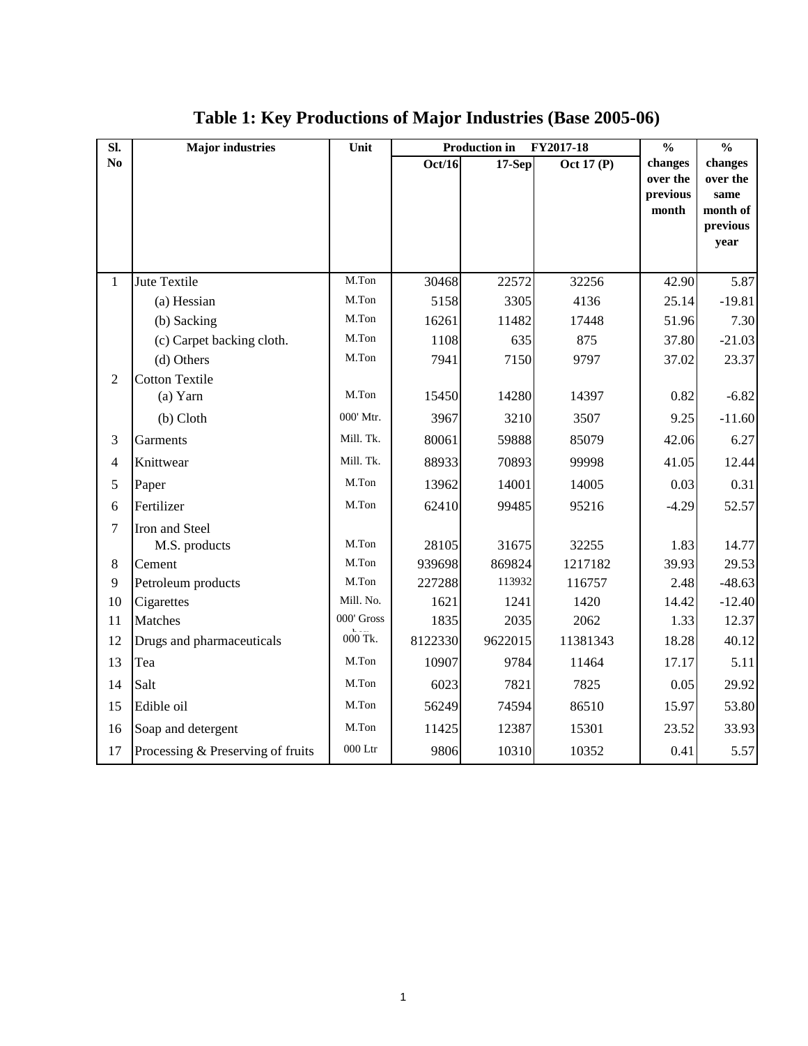# Table 1: Key Productions of Major Industries (Base 2005-06)

| Sl. No | Major industries | Unit | Production in FY2017-18 | | | % changes over the previous month | % changes over the same month of previous year |
|---|---|---|---|---|---|---|---|
| | | | Oct/16 | 17-Sep | Oct 17 (P) | | |
| 1 | Jute Textile | M.Ton | 30468 | 22572 | 32256 | 42.90 | 5.87 |
| | (a) Hessian | M.Ton | 5158 | 3305 | 4136 | 25.14 | -19.81 |
| | (b) Sacking | M.Ton | 16261 | 11482 | 17448 | 51.96 | 7.30 |
| | (c) Carpet backing cloth. | M.Ton | 1108 | 635 | 875 | 37.80 | -21.03 |
| | (d) Others | M.Ton | 7941 | 7150 | 9797 | 37.02 | 23.37 |
| 2 | Cotton Textile | | | | | | |
| | (a) Yarn | M.Ton | 15450 | 14280 | 14397 | 0.82 | -6.82 |
| | (b) Cloth | 000' Mtr. | 3967 | 3210 | 3507 | 9.25 | -11.60 |
| 3 | Garments | Mill. Tk. | 80061 | 59888 | 85079 | 42.06 | 6.27 |
| 4 | Knittwear | Mill. Tk. | 88933 | 70893 | 99998 | 41.05 | 12.44 |
| 5 | Paper | M.Ton | 13962 | 14001 | 14005 | 0.03 | 0.31 |
| 6 | Fertilizer | M.Ton | 62410 | 99485 | 95216 | -4.29 | 52.57 |
| 7 | Iron and Steel | | | | | | |
| | M.S. products | M.Ton | 28105 | 31675 | 32255 | 1.83 | 14.77 |
| 8 | Cement | M.Ton | 939698 | 869824 | 1217182 | 39.93 | 29.53 |
| 9 | Petroleum products | M.Ton | 227288 | 113932 | 116757 | 2.48 | -48.63 |
| 10 | Cigarettes | Mill. No. | 1621 | 1241 | 1420 | 14.42 | -12.40 |
| 11 | Matches | 000' Gross box | 1835 | 2035 | 2062 | 1.33 | 12.37 |
| 12 | Drugs and pharmaceuticals | 000 Tk. | 8122330 | 9622015 | 11381343 | 18.28 | 40.12 |
| 13 | Tea | M.Ton | 10907 | 9784 | 11464 | 17.17 | 5.11 |
| 14 | Salt | M.Ton | 6023 | 7821 | 7825 | 0.05 | 29.92 |
| 15 | Edible oil | M.Ton | 56249 | 74594 | 86510 | 15.97 | 53.80 |
| 16 | Soap and detergent | M.Ton | 11425 | 12387 | 15301 | 23.52 | 33.93 |
| 17 | Processing & Preserving of fruits | 000 Ltr | 9806 | 10310 | 10352 | 0.41 | 5.57 |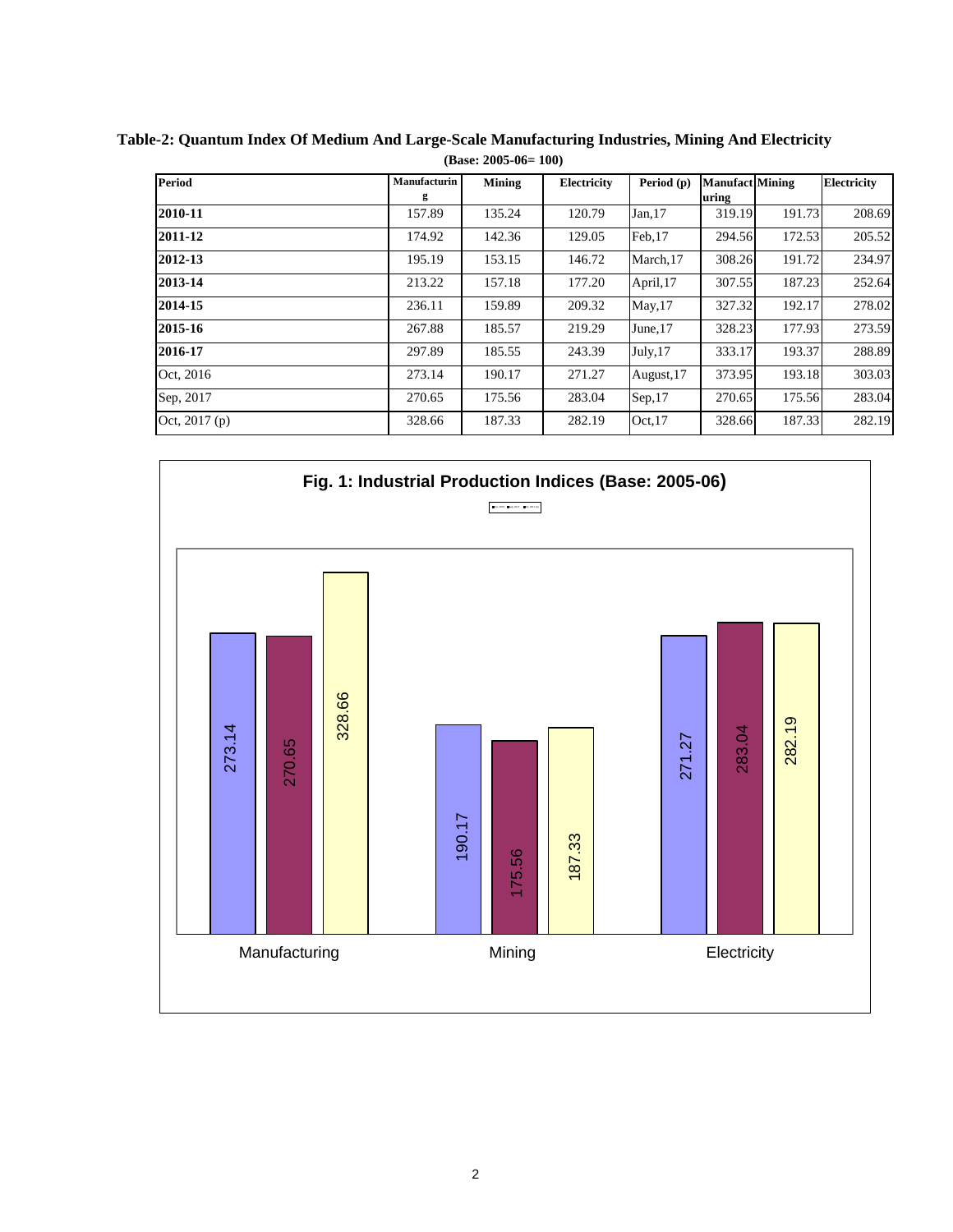**Table-2: Quantum Index Of Medium And Large-Scale Manufacturing Industries, Mining And Electricity**

**(Base: 2005-06= 100)**

| Period | Manufacturing | Mining | Electricity | Period (p) | Manufacturing | Mining | Electricity |
|---|---|---|---|---|---|---|---|
| **2010-11** | 157.89 | 135.24 | 120.79 | Jan,17 | 319.19 | 191.73 | 208.69 |
| **2011-12** | 174.92 | 142.36 | 129.05 | Feb,17 | 294.56 | 172.53 | 205.52 |
| **2012-13** | 195.19 | 153.15 | 146.72 | March,17 | 308.26 | 191.72 | 234.97 |
| **2013-14** | 213.22 | 157.18 | 177.20 | April,17 | 307.55 | 187.23 | 252.64 |
| **2014-15** | 236.11 | 159.89 | 209.32 | May,17 | 327.32 | 192.17 | 278.02 |
| **2015-16** | 267.88 | 185.57 | 219.29 | June,17 | 328.23 | 177.93 | 273.59 |
| **2016-17** | 297.89 | 185.55 | 243.39 | July,17 | 333.17 | 193.37 | 288.89 |
| Oct, 2016 | 273.14 | 190.17 | 271.27 | August,17 | 373.95 | 193.18 | 303.03 |
| Sep, 2017 | 270.65 | 175.56 | 283.04 | Sep,17 | 270.65 | 175.56 | 283.04 |
| Oct, 2017 (p) | 328.66 | 187.33 | 282.19 | Oct,17 | 328.66 | 187.33 | 282.19 |

**Fig. 1: Industrial Production Indices (Base: 2005-06)**

| | Manufacturing | Mining | Electricity |
|---|---|---|---|
| Oct, 2016 | 273.14 | 190.17 | 271.27 |
| Sep, 2017 | 270.65 | 175.56 | 283.04 |
| Oct, 2017 (p) | 328.66 | 187.33 | 282.19 |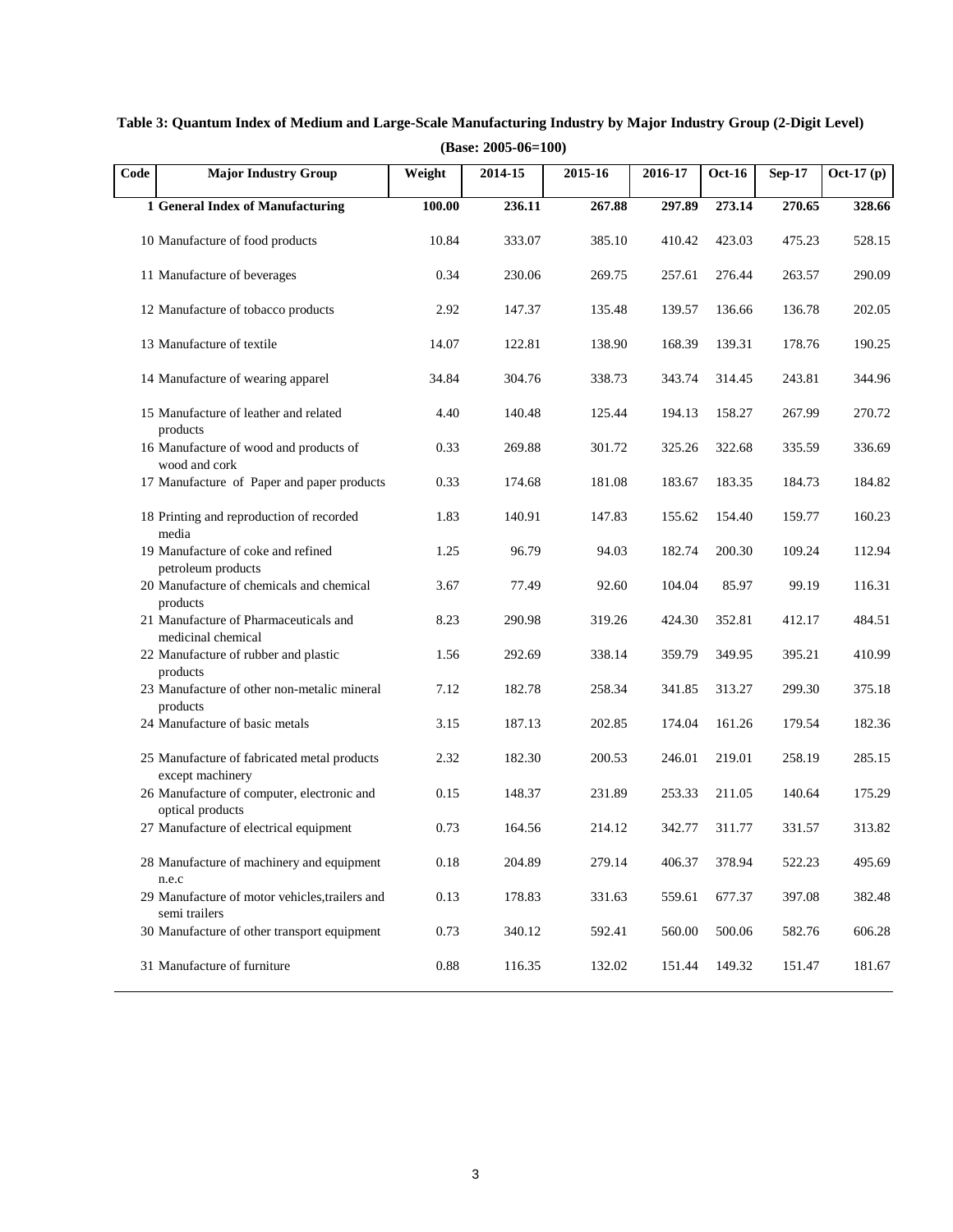**Table 3: Quantum Index of Medium and Large-Scale Manufacturing Industry by Major Industry Group (2-Digit Level)**

**(Base: 2005-06=100)**

| Code | Major Industry Group | Weight | 2014-15 | 2015-16 | 2016-17 | Oct-16 | Sep-17 | Oct-17 (p) |
|---|---|---|---|---|---|---|---|---|
| **1** | **General Index of Manufacturing** | **100.00** | **236.11** | **267.88** | **297.89** | **273.14** | **270.65** | **328.66** |
| 10 | Manufacture of food products | 10.84 | 333.07 | 385.10 | 410.42 | 423.03 | 475.23 | 528.15 |
| 11 | Manufacture of beverages | 0.34 | 230.06 | 269.75 | 257.61 | 276.44 | 263.57 | 290.09 |
| 12 | Manufacture of tobacco products | 2.92 | 147.37 | 135.48 | 139.57 | 136.66 | 136.78 | 202.05 |
| 13 | Manufacture of textile | 14.07 | 122.81 | 138.90 | 168.39 | 139.31 | 178.76 | 190.25 |
| 14 | Manufacture of wearing apparel | 34.84 | 304.76 | 338.73 | 343.74 | 314.45 | 243.81 | 344.96 |
| 15 | Manufacture of leather and related products | 4.40 | 140.48 | 125.44 | 194.13 | 158.27 | 267.99 | 270.72 |
| 16 | Manufacture of wood and products of wood and cork | 0.33 | 269.88 | 301.72 | 325.26 | 322.68 | 335.59 | 336.69 |
| 17 | Manufacture of Paper and paper products | 0.33 | 174.68 | 181.08 | 183.67 | 183.35 | 184.73 | 184.82 |
| 18 | Printing and reproduction of recorded media | 1.83 | 140.91 | 147.83 | 155.62 | 154.40 | 159.77 | 160.23 |
| 19 | Manufacture of coke and refined petroleum products | 1.25 | 96.79 | 94.03 | 182.74 | 200.30 | 109.24 | 112.94 |
| 20 | Manufacture of chemicals and chemical products | 3.67 | 77.49 | 92.60 | 104.04 | 85.97 | 99.19 | 116.31 |
| 21 | Manufacture of Pharmaceuticals and medicinal chemical | 8.23 | 290.98 | 319.26 | 424.30 | 352.81 | 412.17 | 484.51 |
| 22 | Manufacture of rubber and plastic products | 1.56 | 292.69 | 338.14 | 359.79 | 349.95 | 395.21 | 410.99 |
| 23 | Manufacture of other non-metalic mineral products | 7.12 | 182.78 | 258.34 | 341.85 | 313.27 | 299.30 | 375.18 |
| 24 | Manufacture of basic metals | 3.15 | 187.13 | 202.85 | 174.04 | 161.26 | 179.54 | 182.36 |
| 25 | Manufacture of fabricated metal products except machinery | 2.32 | 182.30 | 200.53 | 246.01 | 219.01 | 258.19 | 285.15 |
| 26 | Manufacture of computer, electronic and optical products | 0.15 | 148.37 | 231.89 | 253.33 | 211.05 | 140.64 | 175.29 |
| 27 | Manufacture of electrical equipment | 0.73 | 164.56 | 214.12 | 342.77 | 311.77 | 331.57 | 313.82 |
| 28 | Manufacture of machinery and equipment n.e.c | 0.18 | 204.89 | 279.14 | 406.37 | 378.94 | 522.23 | 495.69 |
| 29 | Manufacture of motor vehicles,trailers and semi trailers | 0.13 | 178.83 | 331.63 | 559.61 | 677.37 | 397.08 | 382.48 |
| 30 | Manufacture of other transport equipment | 0.73 | 340.12 | 592.41 | 560.00 | 500.06 | 582.76 | 606.28 |
| 31 | Manufacture of furniture | 0.88 | 116.35 | 132.02 | 151.44 | 149.32 | 151.47 | 181.67 |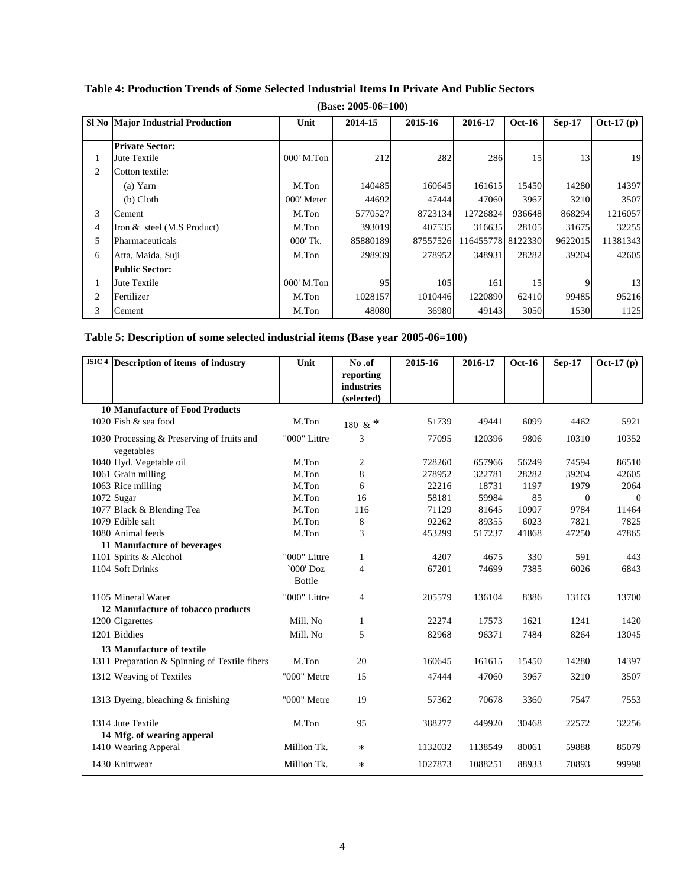## Table 4: Production Trends of Some Selected Industrial Items In Private And Public Sectors

**(Base: 2005-06=100)**

| Sl No | Major Industrial Production | Unit | 2014-15 | 2015-16 | 2016-17 | Oct-16 | Sep-17 | Oct-17 (p) |
|---|---|---|---|---|---|---|---|---|
| | **Private Sector:** | | | | | | | |
| 1 | Jute Textile | 000' M.Ton | 212 | 282 | 286 | 15 | 13 | 19 |
| 2 | Cotton textile: | | | | | | | |
| | (a) Yarn | M.Ton | 140485 | 160645 | 161615 | 15450 | 14280 | 14397 |
| | (b) Cloth | 000' Meter | 44692 | 47444 | 47060 | 3967 | 3210 | 3507 |
| 3 | Cement | M.Ton | 5770527 | 8723134 | 12726824 | 936648 | 868294 | 1216057 |
| 4 | Iron & steel (M.S Product) | M.Ton | 393019 | 407535 | 316635 | 28105 | 31675 | 32255 |
| 5 | Pharmaceuticals | 000' Tk. | 85880189 | 87557526 | 116455778 | 8122330 | 9622015 | 11381343 |
| 6 | Atta, Maida, Suji | M.Ton | 298939 | 278952 | 348931 | 28282 | 39204 | 42605 |
| | **Public Sector:** | | | | | | | |
| 1 | Jute Textile | 000' M.Ton | 95 | 105 | 161 | 15 | 9 | 13 |
| 2 | Fertilizer | M.Ton | 1028157 | 1010446 | 1220890 | 62410 | 99485 | 95216 |
| 3 | Cement | M.Ton | 48080 | 36980 | 49143 | 3050 | 1530 | 1125 |

## Table 5: Description of some selected industrial items (Base year 2005-06=100)

| ISIC 4 | Description of items of industry | Unit | No .of reporting industries (selected) | 2015-16 | 2016-17 | Oct-16 | Sep-17 | Oct-17 (p) |
|---|---|---|---|---|---|---|---|---|
| **10** | **Manufacture of Food Products** | | | | | | | |
| 1020 | Fish & sea food | M.Ton | 180 & * | 51739 | 49441 | 6099 | 4462 | 5921 |
| 1030 | Processing & Preserving of fruits and vegetables | "000" Littre | 3 | 77095 | 120396 | 9806 | 10310 | 10352 |
| 1040 | Hyd. Vegetable oil | M.Ton | 2 | 728260 | 657966 | 56249 | 74594 | 86510 |
| 1061 | Grain milling | M.Ton | 8 | 278952 | 322781 | 28282 | 39204 | 42605 |
| 1063 | Rice milling | M.Ton | 6 | 22216 | 18731 | 1197 | 1979 | 2064 |
| 1072 | Sugar | M.Ton | 16 | 58181 | 59984 | 85 | 0 | 0 |
| 1077 | Black & Blending Tea | M.Ton | 116 | 71129 | 81645 | 10907 | 9784 | 11464 |
| 1079 | Edible salt | M.Ton | 8 | 92262 | 89355 | 6023 | 7821 | 7825 |
| 1080 | Animal feeds | M.Ton | 3 | 453299 | 517237 | 41868 | 47250 | 47865 |
| **11** | **Manufacture of beverages** | | | | | | | |
| 1101 | Spirits & Alcohol | "000" Littre | 1 | 4207 | 4675 | 330 | 591 | 443 |
| 1104 | Soft Drinks | `000' Doz Bottle | 4 | 67201 | 74699 | 7385 | 6026 | 6843 |
| 1105 | Mineral Water | "000" Littre | 4 | 205579 | 136104 | 8386 | 13163 | 13700 |
| **12** | **Manufacture of tobacco products** | | | | | | | |
| 1200 | Cigarettes | Mill. No | 1 | 22274 | 17573 | 1621 | 1241 | 1420 |
| 1201 | Biddies | Mill. No | 5 | 82968 | 96371 | 7484 | 8264 | 13045 |
| **13** | **Manufacture of textile** | | | | | | | |
| 1311 | Preparation & Spinning of Textile fibers | M.Ton | 20 | 160645 | 161615 | 15450 | 14280 | 14397 |
| 1312 | Weaving of Textiles | "000" Metre | 15 | 47444 | 47060 | 3967 | 3210 | 3507 |
| 1313 | Dyeing, bleaching & finishing | "000" Metre | 19 | 57362 | 70678 | 3360 | 7547 | 7553 |
| 1314 | Jute Textile | M.Ton | 95 | 388277 | 449920 | 30468 | 22572 | 32256 |
| **14** | **Mfg. of wearing apperal** | | | | | | | |
| 1410 | Wearing Apperal | Million Tk. | * | 1132032 | 1138549 | 80061 | 59888 | 85079 |
| 1430 | Knittwear | Million Tk. | * | 1027873 | 1088251 | 88933 | 70893 | 99998 |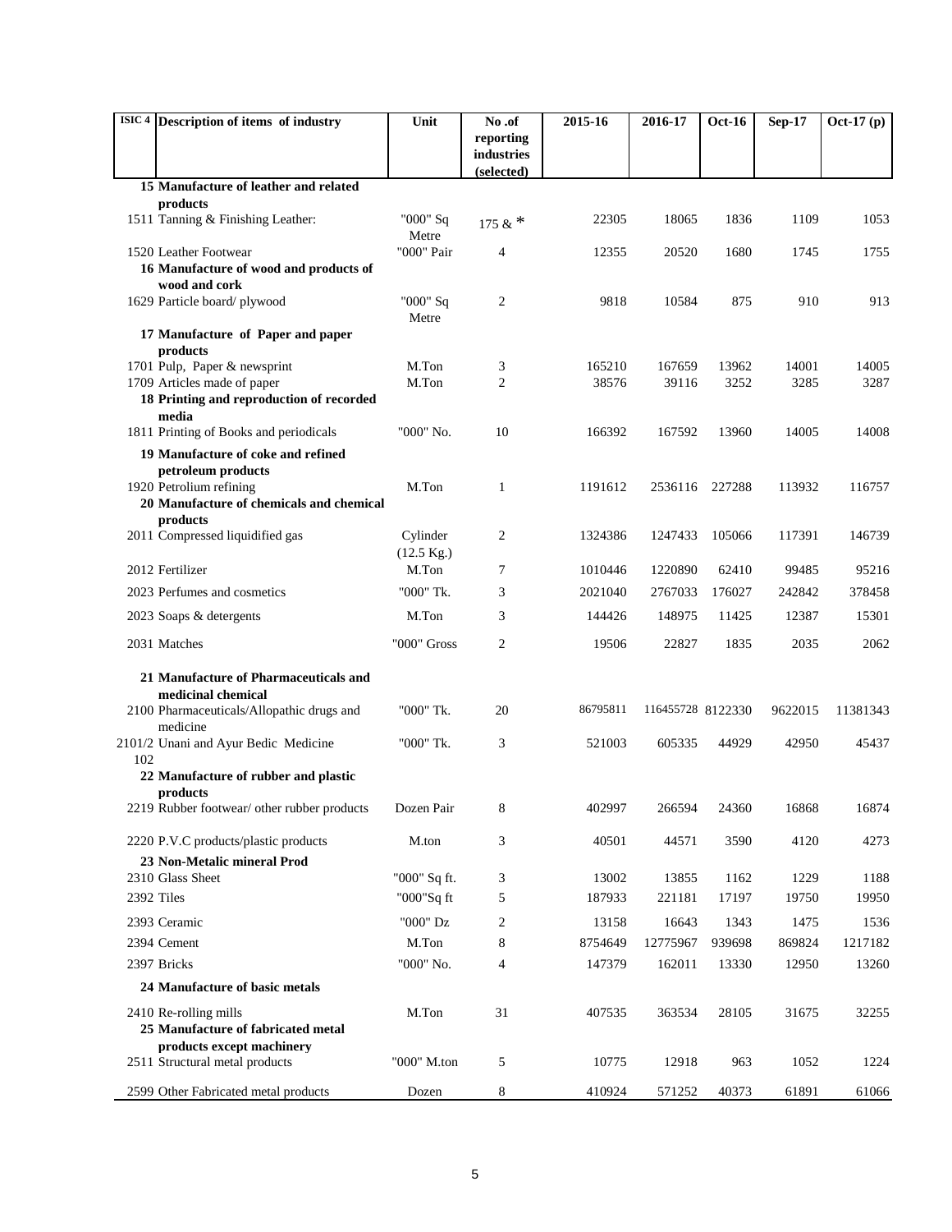| ISIC 4 | Description of items of industry | Unit | No .of reporting industries (selected) | 2015-16 | 2016-17 | Oct-16 | Sep-17 | Oct-17 (p) |
|---|---|---|---|---|---|---|---|---|
| 15 | **Manufacture of leather and related products** | | | | | | | |
| 1511 | Tanning & Finishing Leather: | "000" Sq Metre | 175 & * | 22305 | 18065 | 1836 | 1109 | 1053 |
| 1520 | Leather Footwear | "000" Pair | 4 | 12355 | 20520 | 1680 | 1745 | 1755 |
| 16 | **Manufacture of wood and products of wood and cork** | | | | | | | |
| 1629 | Particle board/ plywood | "000" Sq Metre | 2 | 9818 | 10584 | 875 | 910 | 913 |
| 17 | **Manufacture of Paper and paper products** | | | | | | | |
| 1701 | Pulp, Paper & newsprint | M.Ton | 3 | 165210 | 167659 | 13962 | 14001 | 14005 |
| 1709 | Articles made of paper | M.Ton | 2 | 38576 | 39116 | 3252 | 3285 | 3287 |
| 18 | **Printing and reproduction of recorded media** | | | | | | | |
| 1811 | Printing of Books and periodicals | "000" No. | 10 | 166392 | 167592 | 13960 | 14005 | 14008 |
| 19 | **Manufacture of coke and refined petroleum products** | | | | | | | |
| 1920 | Petrolium refining | M.Ton | 1 | 1191612 | 2536116 | 227288 | 113932 | 116757 |
| 20 | **Manufacture of chemicals and chemical products** | | | | | | | |
| 2011 | Compressed liquidified gas | Cylinder (12.5 Kg.) | 2 | 1324386 | 1247433 | 105066 | 117391 | 146739 |
| 2012 | Fertilizer | M.Ton | 7 | 1010446 | 1220890 | 62410 | 99485 | 95216 |
| 2023 | Perfumes and cosmetics | "000" Tk. | 3 | 2021040 | 2767033 | 176027 | 242842 | 378458 |
| 2023 | Soaps & detergents | M.Ton | 3 | 144426 | 148975 | 11425 | 12387 | 15301 |
| 2031 | Matches | "000" Gross | 2 | 19506 | 22827 | 1835 | 2035 | 2062 |
| 21 | **Manufacture of Pharmaceuticals and medicinal chemical** | | | | | | | |
| 2100 | Pharmaceuticals/Allopathic drugs and medicine | "000" Tk. | 20 | 86795811 | 116455728 | 8122330 | 9622015 | 11381343 |
| 2101/2 102 | Unani and Ayur Bedic Medicine | "000" Tk. | 3 | 521003 | 605335 | 44929 | 42950 | 45437 |
| 22 | **Manufacture of rubber and plastic products** | | | | | | | |
| 2219 | Rubber footwear/ other rubber products | Dozen Pair | 8 | 402997 | 266594 | 24360 | 16868 | 16874 |
| 2220 | P.V.C products/plastic products | M.ton | 3 | 40501 | 44571 | 3590 | 4120 | 4273 |
| 23 | **Non-Metalic mineral Prod** | | | | | | | |
| 2310 | Glass Sheet | "000" Sq ft. | 3 | 13002 | 13855 | 1162 | 1229 | 1188 |
| 2392 | Tiles | "000"Sq ft | 5 | 187933 | 221181 | 17197 | 19750 | 19950 |
| 2393 | Ceramic | "000" Dz | 2 | 13158 | 16643 | 1343 | 1475 | 1536 |
| 2394 | Cement | M.Ton | 8 | 8754649 | 12775967 | 939698 | 869824 | 1217182 |
| 2397 | Bricks | "000" No. | 4 | 147379 | 162011 | 13330 | 12950 | 13260 |
| 24 | **Manufacture of basic metals** | | | | | | | |
| 2410 | Re-rolling mills | M.Ton | 31 | 407535 | 363534 | 28105 | 31675 | 32255 |
| 25 | **Manufacture of fabricated metal products except machinery** | | | | | | | |
| 2511 | Structural metal products | "000" M.ton | 5 | 10775 | 12918 | 963 | 1052 | 1224 |
| 2599 | Other Fabricated metal products | Dozen | 8 | 410924 | 571252 | 40373 | 61891 | 61066 |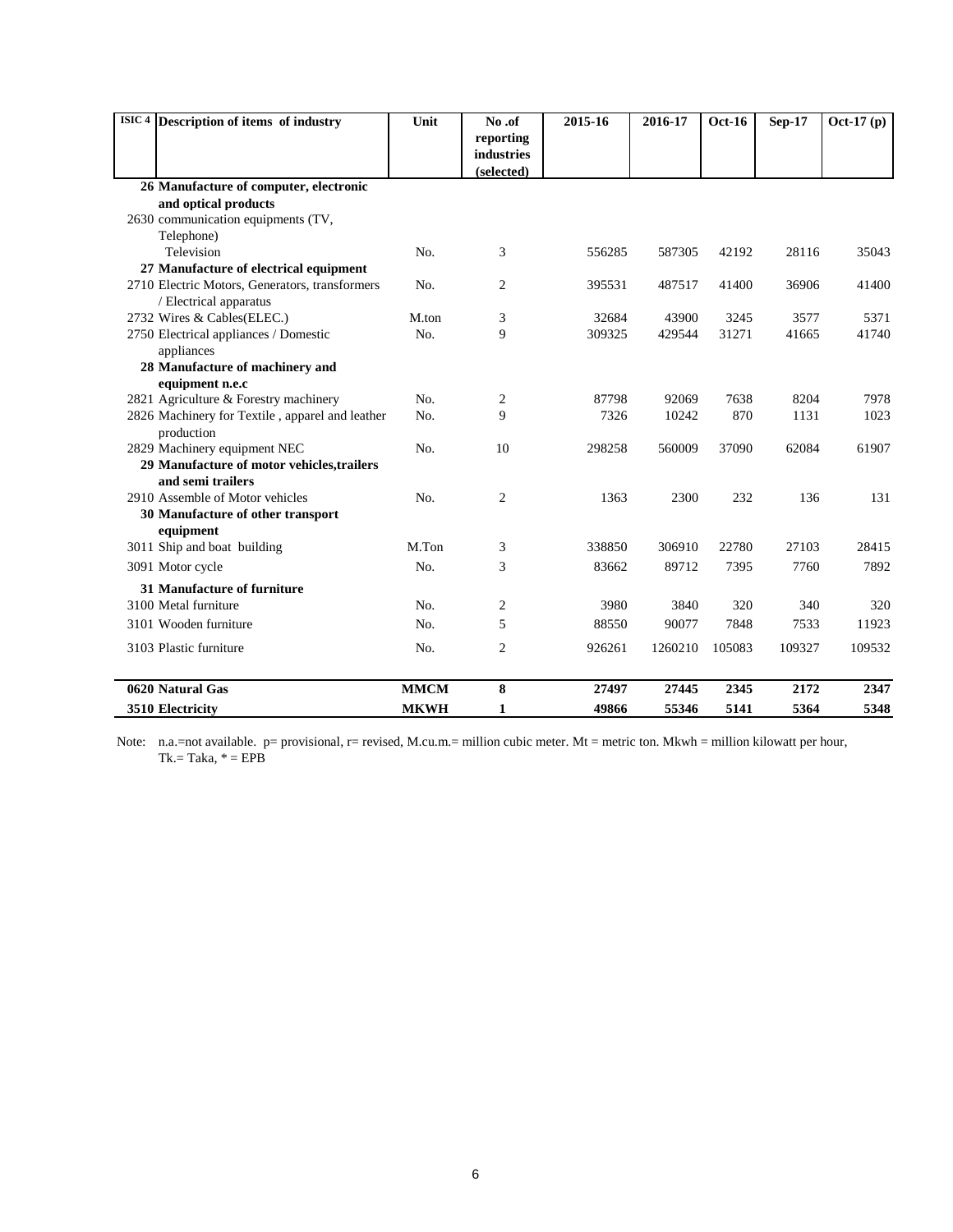| ISIC 4 | Description of items of industry | Unit | No .of reporting industries (selected) | 2015-16 | 2016-17 | Oct-16 | Sep-17 | Oct-17 (p) |
|---|---|---|---|---|---|---|---|---|
| 26 | **Manufacture of computer, electronic and optical products** | | | | | | | |
| 2630 | communication equipments (TV, Telephone) | | | | | | | |
| | Television | No. | 3 | 556285 | 587305 | 42192 | 28116 | 35043 |
| 27 | **Manufacture of electrical equipment** | | | | | | | |
| 2710 | Electric Motors, Generators, transformers / Electrical apparatus | No. | 2 | 395531 | 487517 | 41400 | 36906 | 41400 |
| 2732 | Wires & Cables(ELEC.) | M.ton | 3 | 32684 | 43900 | 3245 | 3577 | 5371 |
| 2750 | Electrical appliances / Domestic appliances | No. | 9 | 309325 | 429544 | 31271 | 41665 | 41740 |
| 28 | **Manufacture of machinery and equipment n.e.c** | | | | | | | |
| 2821 | Agriculture & Forestry machinery | No. | 2 | 87798 | 92069 | 7638 | 8204 | 7978 |
| 2826 | Machinery for Textile , apparel and leather production | No. | 9 | 7326 | 10242 | 870 | 1131 | 1023 |
| 2829 | Machinery equipment NEC | No. | 10 | 298258 | 560009 | 37090 | 62084 | 61907 |
| 29 | **Manufacture of motor vehicles,trailers and semi trailers** | | | | | | | |
| 2910 | Assemble of Motor vehicles | No. | 2 | 1363 | 2300 | 232 | 136 | 131 |
| 30 | **Manufacture of other transport equipment** | | | | | | | |
| 3011 | Ship and boat building | M.Ton | 3 | 338850 | 306910 | 22780 | 27103 | 28415 |
| 3091 | Motor cycle | No. | 3 | 83662 | 89712 | 7395 | 7760 | 7892 |
| 31 | **Manufacture of furniture** | | | | | | | |
| 3100 | Metal furniture | No. | 2 | 3980 | 3840 | 320 | 340 | 320 |
| 3101 | Wooden furniture | No. | 5 | 88550 | 90077 | 7848 | 7533 | 11923 |
| 3103 | Plastic furniture | No. | 2 | 926261 | 1260210 | 105083 | 109327 | 109532 |
| **0620** | **Natural Gas** | **MMCM** | **8** | **27497** | **27445** | **2345** | **2172** | **2347** |
| **3510** | **Electricity** | **MKWH** | **1** | **49866** | **55346** | **5141** | **5364** | **5348** |

Note: n.a.=not available. p= provisional, r= revised, M.cu.m.= million cubic meter. Mt = metric ton. Mkwh = million kilowatt per hour, Tk.= Taka, * = EPB